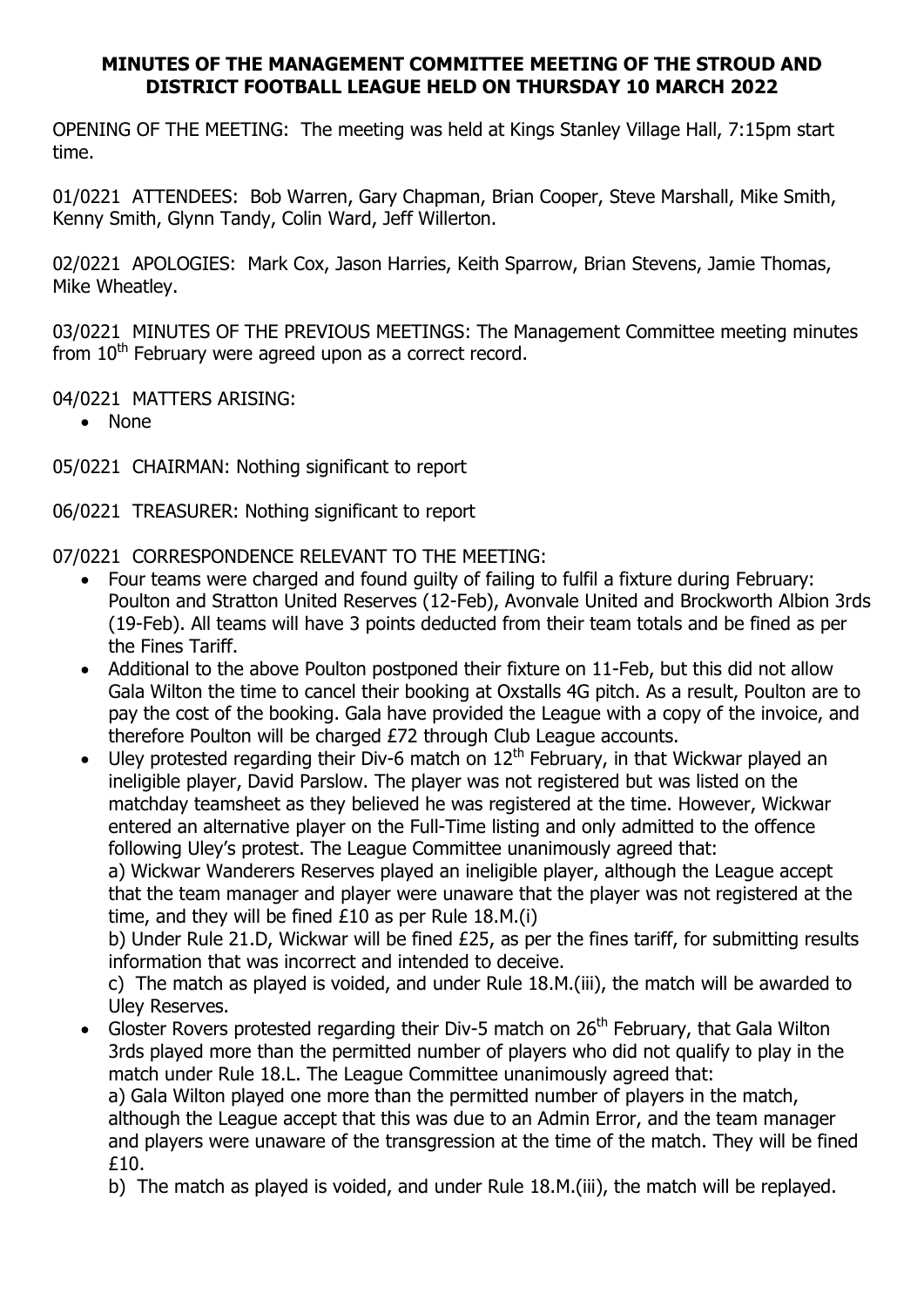**MINUTES OF THE MANAGEMENT COMMITTEE MEETING OF THE STROUD AND DISTRICT FOOTBALL LEAGUE HELD ON THURSDAY 10 MARCH 2022**

OPENING OF THE MEETING: The meeting was held at Kings Stanley Village Hall, 7:15pm start time.

01/0221 ATTENDEES: Bob Warren, Gary Chapman, Brian Cooper, Steve Marshall, Mike Smith, Kenny Smith, Glynn Tandy, Colin Ward, Jeff Willerton.

02/0221 APOLOGIES: Mark Cox, Jason Harries, Keith Sparrow, Brian Stevens, Jamie Thomas, Mike Wheatley.

03/0221 MINUTES OF THE PREVIOUS MEETINGS: The Management Committee meeting minutes from 10th February were agreed upon as a correct record.

04/0221 MATTERS ARISING:

- None

05/0221 CHAIRMAN: Nothing significant to report

06/0221 TREASURER: Nothing significant to report

07/0221 CORRESPONDENCE RELEVANT TO THE MEETING:

- Four teams were charged and found guilty of failing to fulfil a fixture during February: Poulton and Stratton United Reserves (12-Feb), Avonvale United and Brockworth Albion 3rds (19-Feb). All teams will have 3 points deducted from their team totals and be fined as per the Fines Tariff.
- Additional to the above Poulton postponed their fixture on 11-Feb, but this did not allow Gala Wilton the time to cancel their booking at Oxstalls 4G pitch. As a result, Poulton are to pay the cost of the booking. Gala have provided the League with a copy of the invoice, and therefore Poulton will be charged £72 through Club League accounts.
- Uley protested regarding their Div-6 match on 12th February, in that Wickwar played an ineligible player, David Parslow. The player was not registered but was listed on the matchday teamsheet as they believed he was registered at the time. However, Wickwar entered an alternative player on the Full-Time listing and only admitted to the offence following Uley's protest. The League Committee unanimously agreed that:
  a) Wickwar Wanderers Reserves played an ineligible player, although the League accept that the team manager and player were unaware that the player was not registered at the time, and they will be fined £10 as per Rule 18.M.(i)
  b) Under Rule 21.D, Wickwar will be fined £25, as per the fines tariff, for submitting results information that was incorrect and intended to deceive.
  c) The match as played is voided, and under Rule 18.M.(iii), the match will be awarded to Uley Reserves.
- Gloster Rovers protested regarding their Div-5 match on 26th February, that Gala Wilton 3rds played more than the permitted number of players who did not qualify to play in the match under Rule 18.L. The League Committee unanimously agreed that:
  a) Gala Wilton played one more than the permitted number of players in the match, although the League accept that this was due to an Admin Error, and the team manager and players were unaware of the transgression at the time of the match. They will be fined £10.
  b) The match as played is voided, and under Rule 18.M.(iii), the match will be replayed.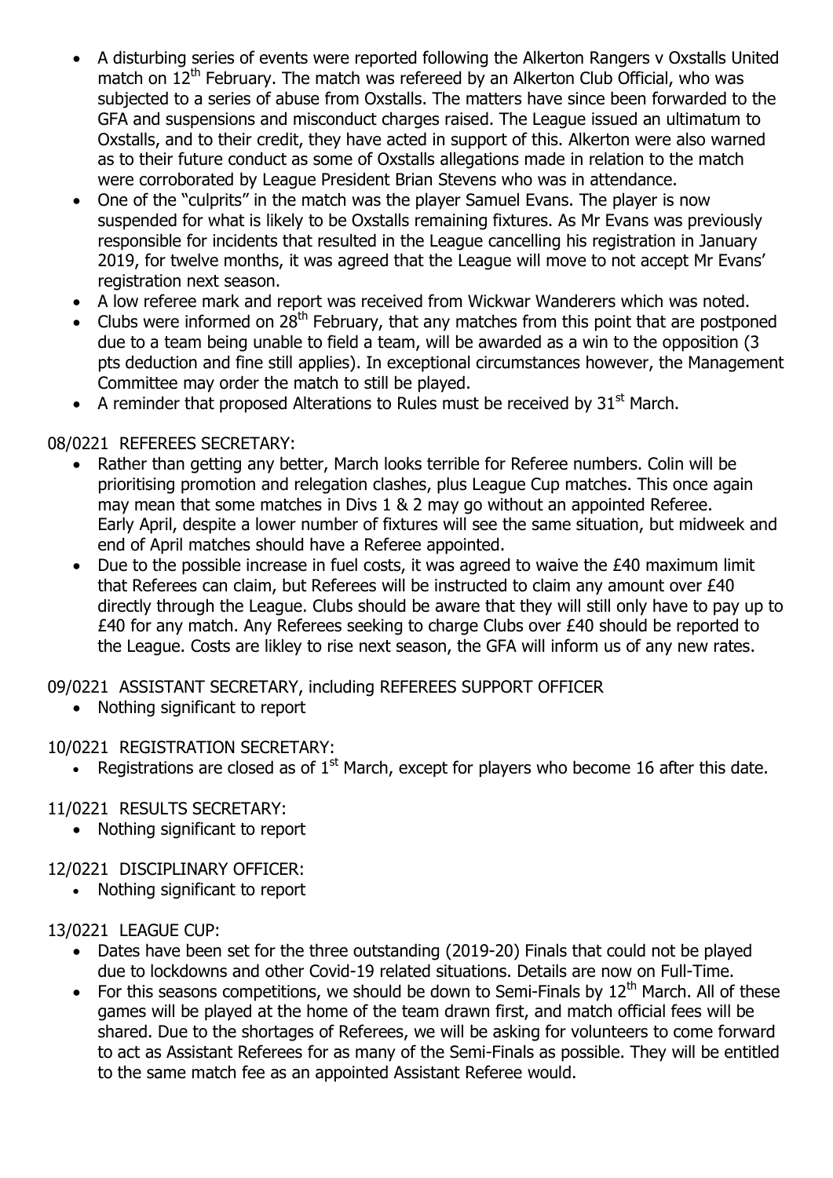- A disturbing series of events were reported following the Alkerton Rangers v Oxstalls United match on 12th February. The match was refereed by an Alkerton Club Official, who was subjected to a series of abuse from Oxstalls. The matters have since been forwarded to the GFA and suspensions and misconduct charges raised. The League issued an ultimatum to Oxstalls, and to their credit, they have acted in support of this. Alkerton were also warned as to their future conduct as some of Oxstalls allegations made in relation to the match were corroborated by League President Brian Stevens who was in attendance.
- One of the "culprits" in the match was the player Samuel Evans. The player is now suspended for what is likely to be Oxstalls remaining fixtures. As Mr Evans was previously responsible for incidents that resulted in the League cancelling his registration in January 2019, for twelve months, it was agreed that the League will move to not accept Mr Evans' registration next season.
- A low referee mark and report was received from Wickwar Wanderers which was noted.
- Clubs were informed on 28th February, that any matches from this point that are postponed due to a team being unable to field a team, will be awarded as a win to the opposition (3 pts deduction and fine still applies). In exceptional circumstances however, the Management Committee may order the match to still be played.
- A reminder that proposed Alterations to Rules must be received by 31st March.

08/0221 REFEREES SECRETARY:

- Rather than getting any better, March looks terrible for Referee numbers. Colin will be prioritising promotion and relegation clashes, plus League Cup matches. This once again may mean that some matches in Divs 1 & 2 may go without an appointed Referee. Early April, despite a lower number of fixtures will see the same situation, but midweek and end of April matches should have a Referee appointed.
- Due to the possible increase in fuel costs, it was agreed to waive the £40 maximum limit that Referees can claim, but Referees will be instructed to claim any amount over £40 directly through the League. Clubs should be aware that they will still only have to pay up to £40 for any match. Any Referees seeking to charge Clubs over £40 should be reported to the League. Costs are likley to rise next season, the GFA will inform us of any new rates.

09/0221 ASSISTANT SECRETARY, including REFEREES SUPPORT OFFICER

- Nothing significant to report

10/0221 REGISTRATION SECRETARY:

- Registrations are closed as of 1st March, except for players who become 16 after this date.

11/0221 RESULTS SECRETARY:

- Nothing significant to report

12/0221 DISCIPLINARY OFFICER:

- Nothing significant to report

13/0221 LEAGUE CUP:

- Dates have been set for the three outstanding (2019-20) Finals that could not be played due to lockdowns and other Covid-19 related situations. Details are now on Full-Time.
- For this seasons competitions, we should be down to Semi-Finals by 12th March. All of these games will be played at the home of the team drawn first, and match official fees will be shared. Due to the shortages of Referees, we will be asking for volunteers to come forward to act as Assistant Referees for as many of the Semi-Finals as possible. They will be entitled to the same match fee as an appointed Assistant Referee would.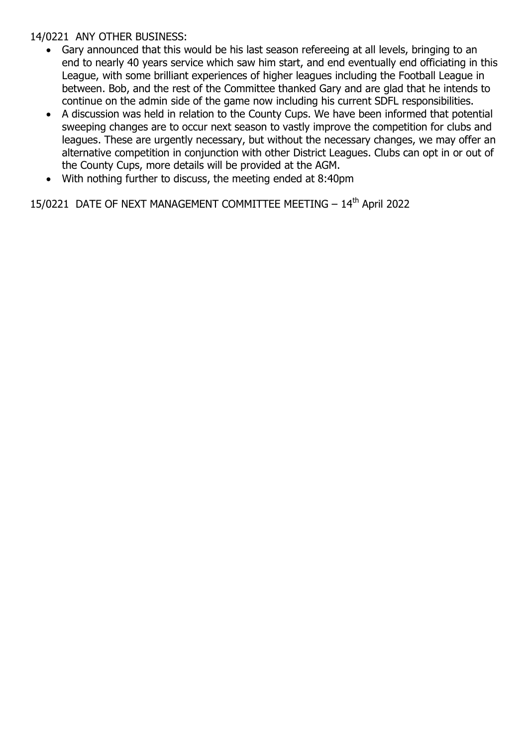14/0221 ANY OTHER BUSINESS:

- Gary announced that this would be his last season refereeing at all levels, bringing to an end to nearly 40 years service which saw him start, and end eventually end officiating in this League, with some brilliant experiences of higher leagues including the Football League in between. Bob, and the rest of the Committee thanked Gary and are glad that he intends to continue on the admin side of the game now including his current SDFL responsibilities.
- A discussion was held in relation to the County Cups. We have been informed that potential sweeping changes are to occur next season to vastly improve the competition for clubs and leagues. These are urgently necessary, but without the necessary changes, we may offer an alternative competition in conjunction with other District Leagues. Clubs can opt in or out of the County Cups, more details will be provided at the AGM.
- With nothing further to discuss, the meeting ended at 8:40pm

15/0221 DATE OF NEXT MANAGEMENT COMMITTEE MEETING – 14th April 2022